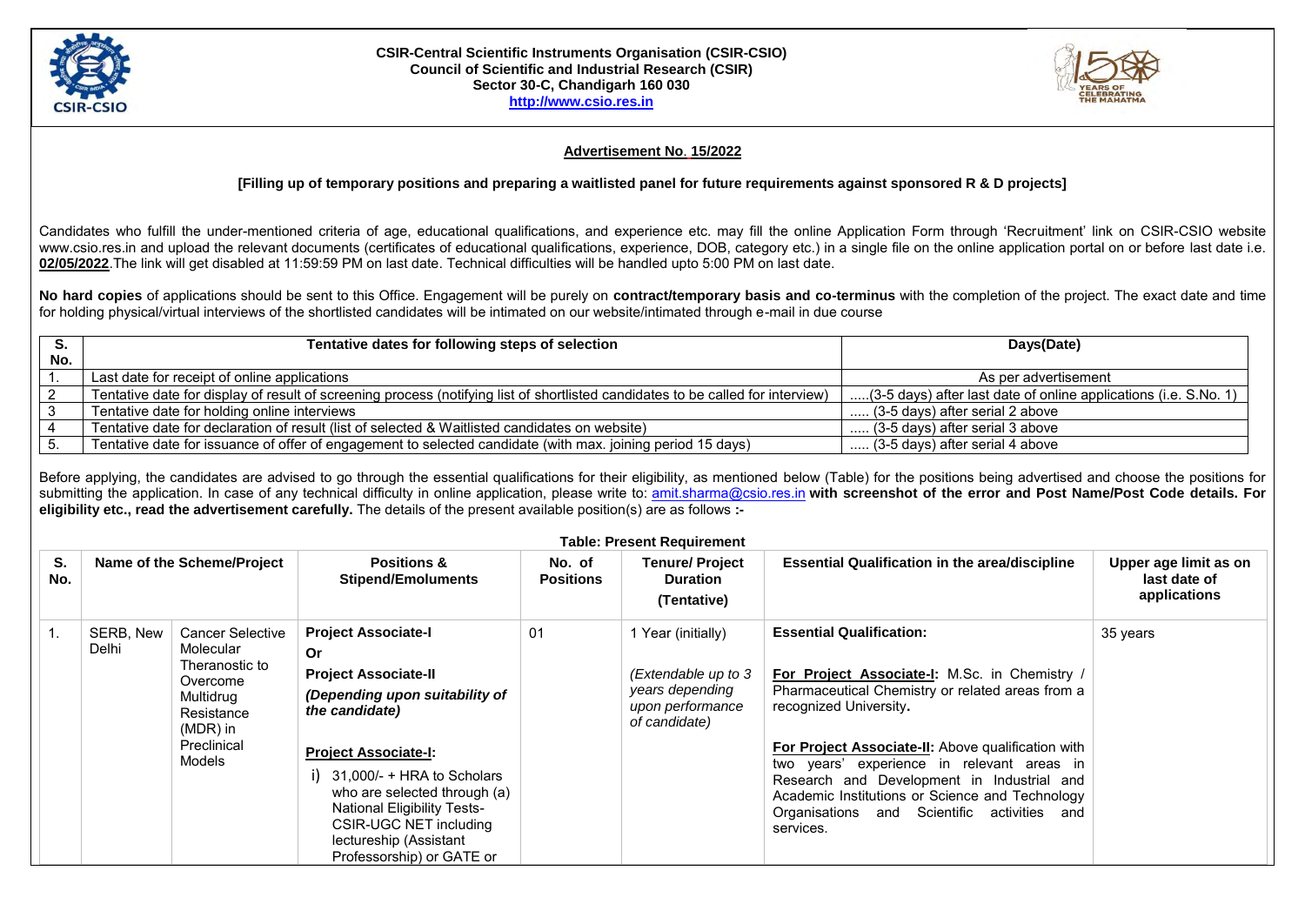**CSIR-Central Scientific Instruments Organisation (CSIR-CSIO)**
**Council of Scientific and Industrial Research (CSIR)**
**Sector 30-C, Chandigarh 160 030**
**http://www.csio.res.in**

## Advertisement No. 15/2022

**[Filling up of temporary positions and preparing a waitlisted panel for future requirements against sponsored R & D projects]**

Candidates who fulfill the under-mentioned criteria of age, educational qualifications, and experience etc. may fill the online Application Form through 'Recruitment' link on CSIR-CSIO website www.csio.res.in and upload the relevant documents (certificates of educational qualifications, experience, DOB, category etc.) in a single file on the online application portal on or before last date i.e. **02/05/2022**.The link will get disabled at 11:59:59 PM on last date. Technical difficulties will be handled upto 5:00 PM on last date.

**No hard copies** of applications should be sent to this Office. Engagement will be purely on **contract/temporary basis and co-terminus** with the completion of the project. The exact date and time for holding physical/virtual interviews of the shortlisted candidates will be intimated on our website/intimated through e-mail in due course

| S. No. | Tentative dates for following steps of selection | Days(Date) |
|---|---|---|
| 1. | Last date for receipt of online applications | As per advertisement |
| 2 | Tentative date for display of result of screening process (notifying list of shortlisted candidates to be called for interview) | .....(3-5 days) after last date of online applications (i.e. S.No. 1) |
| 3 | Tentative date for holding online interviews | ..... (3-5 days) after serial 2 above |
| 4 | Tentative date for declaration of result (list of selected & Waitlisted candidates on website) | ..... (3-5 days) after serial 3 above |
| 5. | Tentative date for issuance of offer of engagement to selected candidate (with max. joining period 15 days) | ..... (3-5 days) after serial 4 above |

Before applying, the candidates are advised to go through the essential qualifications for their eligibility, as mentioned below (Table) for the positions being advertised and choose the positions for submitting the application. In case of any technical difficulty in online application, please write to: amit.sharma@csio.res.in **with screenshot of the error and Post Name/Post Code details. For eligibility etc., read the advertisement carefully.** The details of the present available position(s) are as follows **:-**

**Table: Present Requirement**

| S. No. | Name of the Scheme/Project | | Positions & Stipend/Emoluments | No. of Positions | Tenure/ Project Duration (Tentative) | Essential Qualification in the area/discipline | Upper age limit as on last date of applications |
|---|---|---|---|---|---|---|---|
| 1. | SERB, New Delhi | Cancer Selective Molecular Theranostic to Overcome Multidrug Resistance (MDR) in Preclinical Models | **Project Associate-I** **Or** **Project Associate-II** ***(Depending upon suitability of the candidate)*** **Project Associate-I:** i) 31,000/- + HRA to Scholars who are selected through (a) National Eligibility Tests- CSIR-UGC NET including lectureship (Assistant Professorship) or GATE or | 01 | 1 Year (initially) *(Extendable up to 3 years depending upon performance of candidate)* | **Essential Qualification:** **For Project Associate-I:** M.Sc. in Chemistry / Pharmaceutical Chemistry or related areas from a recognized University. **For Project Associate-II:** Above qualification with two years' experience in relevant areas in Research and Development in Industrial and Academic Institutions or Science and Technology Organisations and Scientific activities and services. | 35 years |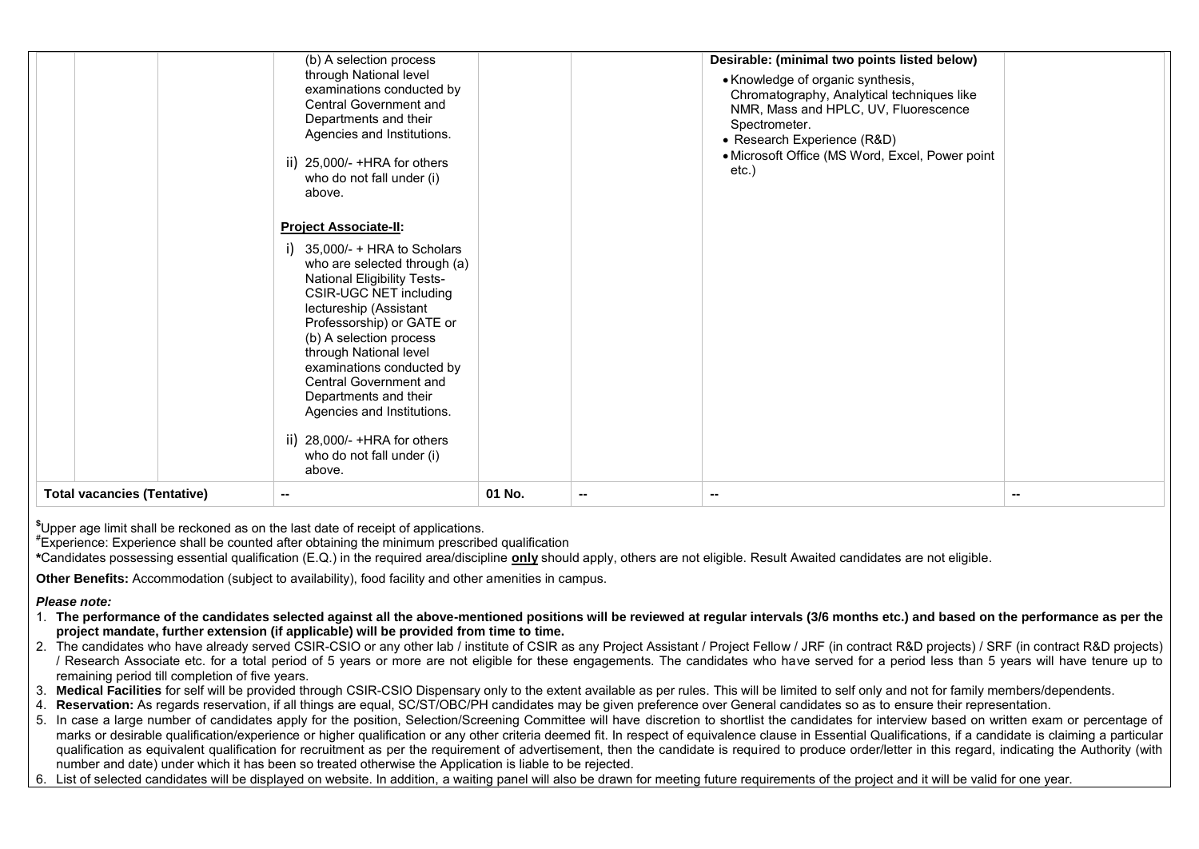| | | | | | | |
|---|---|---|---|---|---|---|
| | | (b) A selection process through National level examinations conducted by Central Government and Departments and their Agencies and Institutions.<br><br>ii) 25,000/- +HRA for others who do not fall under (i) above.<br><br>**Project Associate-II:**<br><br>i) 35,000/- + HRA to Scholars who are selected through (a) National Eligibility Tests- CSIR-UGC NET including lectureship (Assistant Professorship) or GATE or (b) A selection process through National level examinations conducted by Central Government and Departments and their Agencies and Institutions.<br><br>ii) 28,000/- +HRA for others who do not fall under (i) above. | | | **Desirable: (minimal two points listed below)**<br><br>• Knowledge of organic synthesis, Chromatography, Analytical techniques like NMR, Mass and HPLC, UV, Fluorescence Spectrometer.<br>• Research Experience (R&D)<br>• Microsoft Office (MS Word, Excel, Power point etc.) | |
| **Total vacancies (Tentative)** | | -- | 01 No. | -- | -- | -- |

$Upper age limit shall be reckoned as on the last date of receipt of applications.

#Experience: Experience shall be counted after obtaining the minimum prescribed qualification

***Candidates possessing essential qualification (E.Q.) in the required area/discipline **only** should apply, others are not eligible. Result Awaited candidates are not eligible.

**Other Benefits:** Accommodation (subject to availability), food facility and other amenities in campus.

***Please note:***

1. **The performance of the candidates selected against all the above-mentioned positions will be reviewed at regular intervals (3/6 months etc.) and based on the performance as per the project mandate, further extension (if applicable) will be provided from time to time.**
2. The candidates who have already served CSIR-CSIO or any other lab / institute of CSIR as any Project Assistant / Project Fellow / JRF (in contract R&D projects) / SRF (in contract R&D projects) / Research Associate etc. for a total period of 5 years or more are not eligible for these engagements. The candidates who have served for a period less than 5 years will have tenure up to remaining period till completion of five years.
3. **Medical Facilities** for self will be provided through CSIR-CSIO Dispensary only to the extent available as per rules. This will be limited to self only and not for family members/dependents.
4. **Reservation:** As regards reservation, if all things are equal, SC/ST/OBC/PH candidates may be given preference over General candidates so as to ensure their representation.
5. In case a large number of candidates apply for the position, Selection/Screening Committee will have discretion to shortlist the candidates for interview based on written exam or percentage of marks or desirable qualification/experience or higher qualification or any other criteria deemed fit. In respect of equivalence clause in Essential Qualifications, if a candidate is claiming a particular qualification as equivalent qualification for recruitment as per the requirement of advertisement, then the candidate is required to produce order/letter in this regard, indicating the Authority (with number and date) under which it has been so treated otherwise the Application is liable to be rejected.
6. List of selected candidates will be displayed on website. In addition, a waiting panel will also be drawn for meeting future requirements of the project and it will be valid for one year.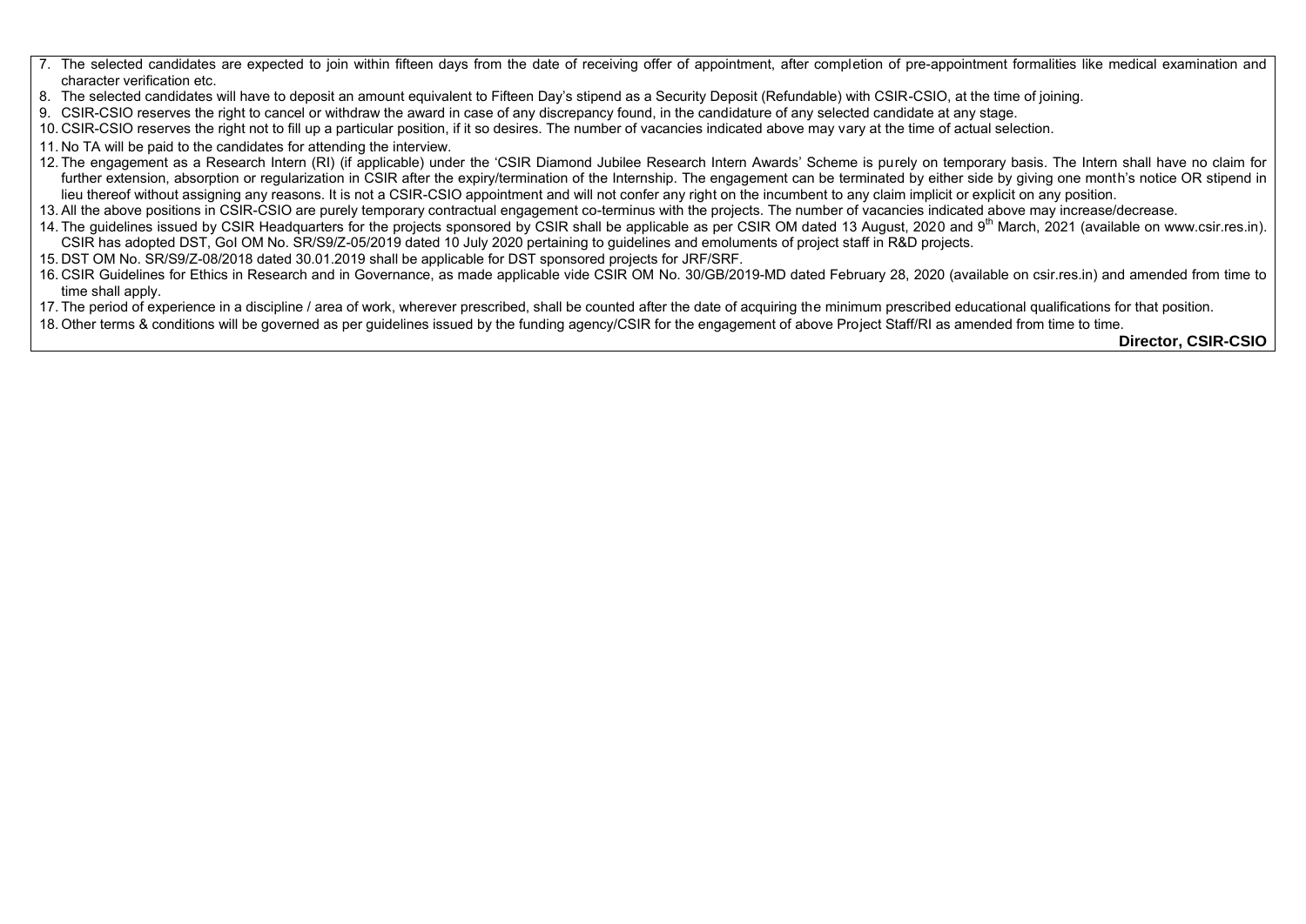7. The selected candidates are expected to join within fifteen days from the date of receiving offer of appointment, after completion of pre-appointment formalities like medical examination and character verification etc.
8. The selected candidates will have to deposit an amount equivalent to Fifteen Day's stipend as a Security Deposit (Refundable) with CSIR-CSIO, at the time of joining.
9. CSIR-CSIO reserves the right to cancel or withdraw the award in case of any discrepancy found, in the candidature of any selected candidate at any stage.
10. CSIR-CSIO reserves the right not to fill up a particular position, if it so desires. The number of vacancies indicated above may vary at the time of actual selection.
11. No TA will be paid to the candidates for attending the interview.
12. The engagement as a Research Intern (RI) (if applicable) under the 'CSIR Diamond Jubilee Research Intern Awards' Scheme is purely on temporary basis. The Intern shall have no claim for further extension, absorption or regularization in CSIR after the expiry/termination of the Internship. The engagement can be terminated by either side by giving one month's notice OR stipend in lieu thereof without assigning any reasons. It is not a CSIR-CSIO appointment and will not confer any right on the incumbent to any claim implicit or explicit on any position.
13. All the above positions in CSIR-CSIO are purely temporary contractual engagement co-terminus with the projects. The number of vacancies indicated above may increase/decrease.
14. The guidelines issued by CSIR Headquarters for the projects sponsored by CSIR shall be applicable as per CSIR OM dated 13 August, 2020 and 9th March, 2021 (available on www.csir.res.in). CSIR has adopted DST, GoI OM No. SR/S9/Z-05/2019 dated 10 July 2020 pertaining to guidelines and emoluments of project staff in R&D projects.
15. DST OM No. SR/S9/Z-08/2018 dated 30.01.2019 shall be applicable for DST sponsored projects for JRF/SRF.
16. CSIR Guidelines for Ethics in Research and in Governance, as made applicable vide CSIR OM No. 30/GB/2019-MD dated February 28, 2020 (available on csir.res.in) and amended from time to time shall apply.
17. The period of experience in a discipline / area of work, wherever prescribed, shall be counted after the date of acquiring the minimum prescribed educational qualifications for that position.
18. Other terms & conditions will be governed as per guidelines issued by the funding agency/CSIR for the engagement of above Project Staff/RI as amended from time to time.

**Director, CSIR-CSIO**